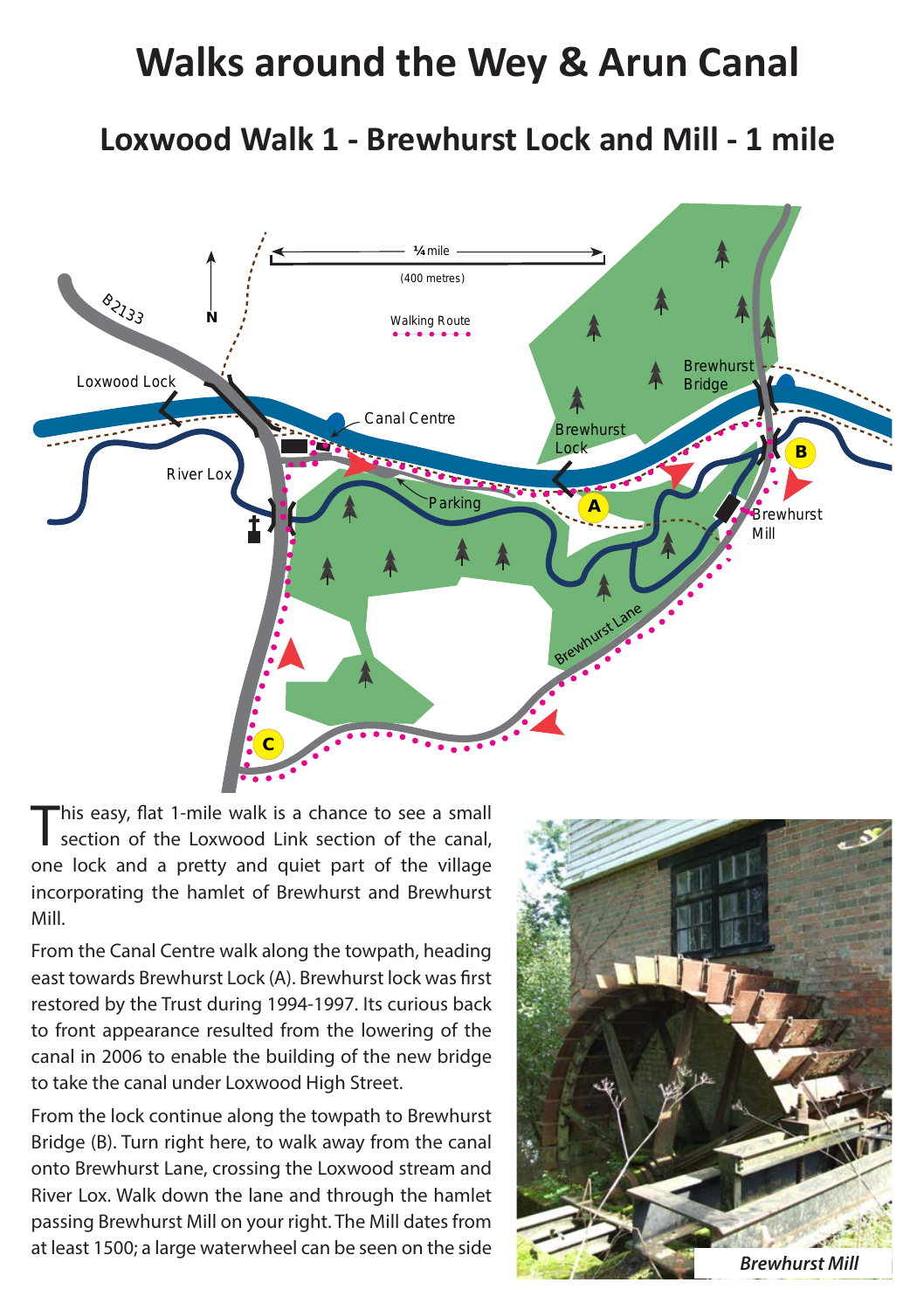# Walks around the Wey & Arun Canal

## Loxwood Walk 1 - Brewhurst Lock and Mill - 1 mile

This easy, flat 1-mile walk is a chance to see a small section of the Loxwood Link section of the canal, one lock and a pretty and quiet part of the village incorporating the hamlet of Brewhurst and Brewhurst Mill.

From the Canal Centre walk along the towpath, heading east towards Brewhurst Lock (A). Brewhurst lock was first restored by the Trust during 1994-1997. Its curious back to front appearance resulted from the lowering of the canal in 2006 to enable the building of the new bridge to take the canal under Loxwood High Street.

From the lock continue along the towpath to Brewhurst Bridge (B). Turn right here, to walk away from the canal onto Brewhurst Lane, crossing the Loxwood stream and River Lox. Walk down the lane and through the hamlet passing Brewhurst Mill on your right. The Mill dates from at least 1500; a large waterwheel can be seen on the side

*Brewhurst Mill*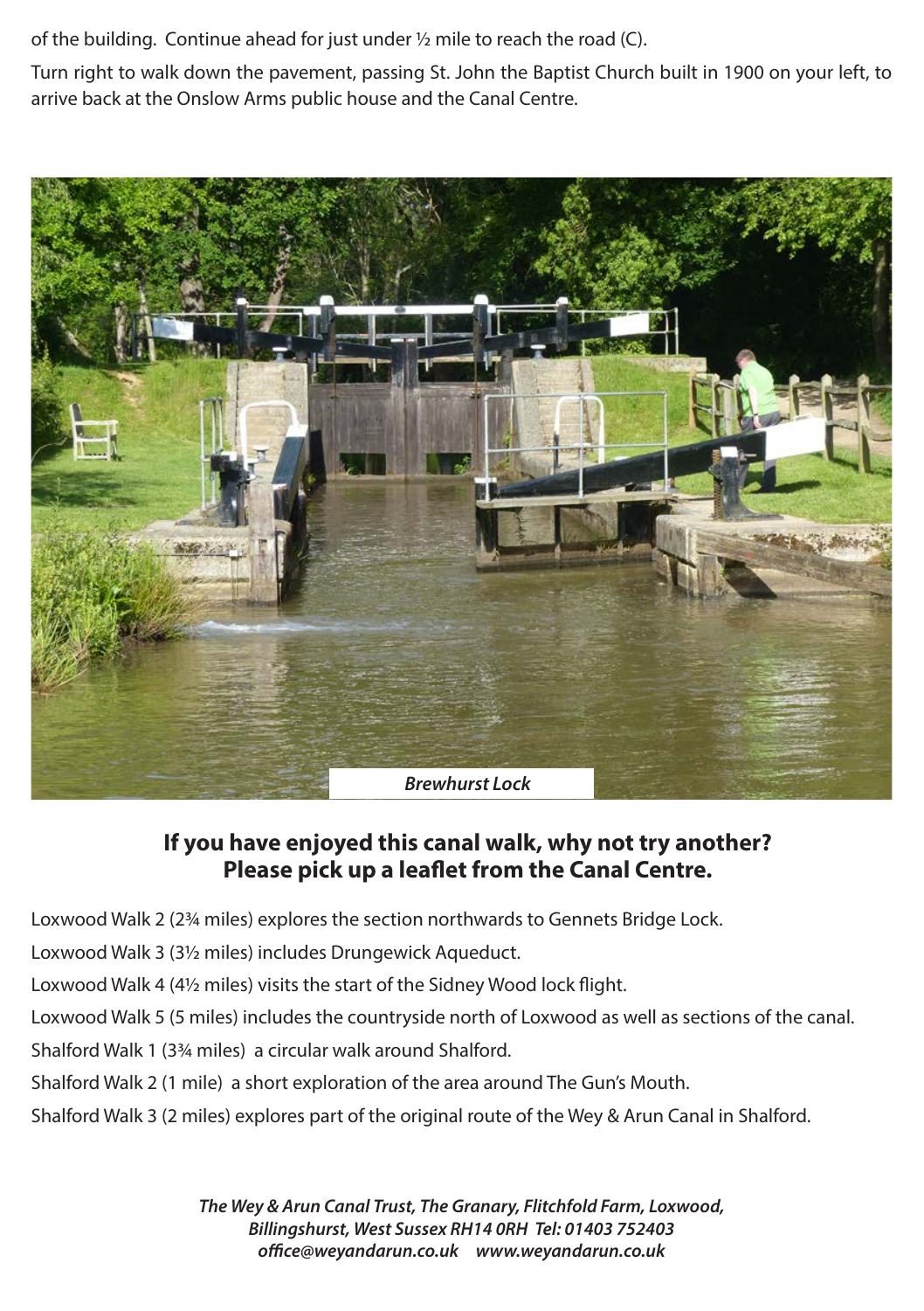of the building. Continue ahead for just under ½ mile to reach the road (C).

Turn right to walk down the pavement, passing St. John the Baptist Church built in 1900 on your left, to arrive back at the Onslow Arms public house and the Canal Centre.

*Brewhurst Lock*

## If you have enjoyed this canal walk, why not try another? Please pick up a leaflet from the Canal Centre.

Loxwood Walk 2 (2¾ miles) explores the section northwards to Gennets Bridge Lock.

Loxwood Walk 3 (3½ miles) includes Drungewick Aqueduct.

Loxwood Walk 4 (4½ miles) visits the start of the Sidney Wood lock flight.

Loxwood Walk 5 (5 miles) includes the countryside north of Loxwood as well as sections of the canal.

Shalford Walk 1 (3¾ miles) a circular walk around Shalford.

Shalford Walk 2 (1 mile) a short exploration of the area around The Gun's Mouth.

Shalford Walk 3 (2 miles) explores part of the original route of the Wey & Arun Canal in Shalford.

***The Wey & Arun Canal Trust, The Granary, Flitchfold Farm, Loxwood, Billingshurst, West Sussex RH14 0RH Tel: 01403 752403 office@weyandarun.co.uk www.weyandarun.co.uk***